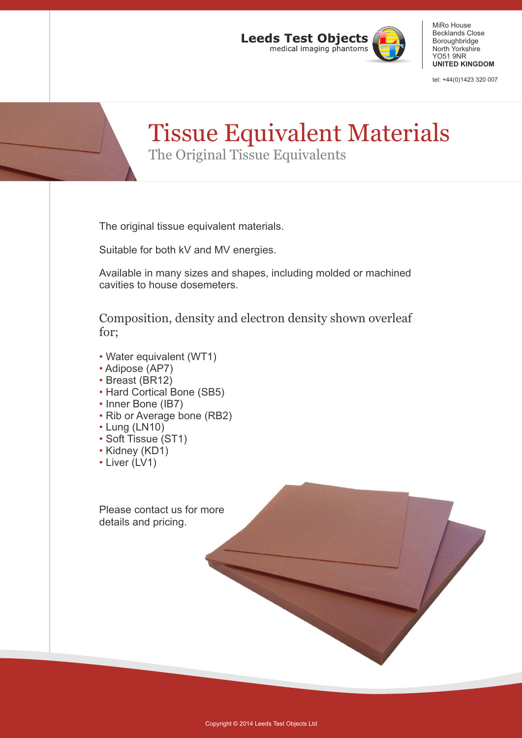**Leeds Test Objects**
medical imaging phantoms

MiRo House
Becklands Close
Boroughbridge
North Yorkshire
YO51 9NR
**UNITED KINGDOM**

tel: +44(0)1423 320 007

# Tissue Equivalent Materials

## The Original Tissue Equivalents

The original tissue equivalent materials.

Suitable for both kV and MV energies.

Available in many sizes and shapes, including molded or machined cavities to house dosemeters.

### Composition, density and electron density shown overleaf for;

- Water equivalent (WT1)
- Adipose (AP7)
- Breast (BR12)
- Hard Cortical Bone (SB5)
- Inner Bone (IB7)
- Rib or Average bone (RB2)
- Lung (LN10)
- Soft Tissue (ST1)
- Kidney (KD1)
- Liver (LV1)

Please contact us for more details and pricing.

Copyright © 2014 Leeds Test Objects Ltd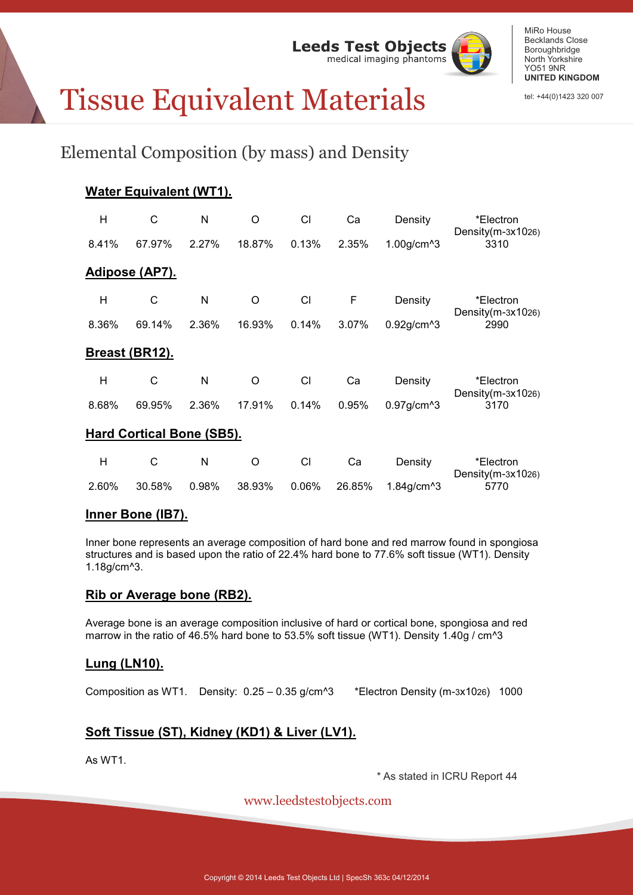# Tissue Equivalent Materials

Leeds Test Objects
medical imaging phantoms

MiRo House
Becklands Close
Boroughbridge
North Yorkshire
YO51 9NR
**UNITED KINGDOM**

tel: +44(0)1423 320 007

## Elemental Composition (by mass) and Density

### Water Equivalent (WT1).

| H | C | N | O | Cl | Ca | Density | *Electron Density($m^{-3}$x$10^{26}$) |
|---|---|---|---|---|---|---|---|
| 8.41% | 67.97% | 2.27% | 18.87% | 0.13% | 2.35% | 1.00g/cm^3 | 3310 |

### Adipose (AP7).

| H | C | N | O | Cl | F | Density | *Electron Density($m^{-3}$x$10^{26}$) |
|---|---|---|---|---|---|---|---|
| 8.36% | 69.14% | 2.36% | 16.93% | 0.14% | 3.07% | 0.92g/cm^3 | 2990 |

### Breast (BR12).

| H | C | N | O | Cl | Ca | Density | *Electron Density($m^{-3}$x$10^{26}$) |
|---|---|---|---|---|---|---|---|
| 8.68% | 69.95% | 2.36% | 17.91% | 0.14% | 0.95% | 0.97g/cm^3 | 3170 |

### Hard Cortical Bone (SB5).

| H | C | N | O | Cl | Ca | Density | *Electron Density($m^{-3}$x$10^{26}$) |
|---|---|---|---|---|---|---|---|
| 2.60% | 30.58% | 0.98% | 38.93% | 0.06% | 26.85% | 1.84g/cm^3 | 5770 |

### Inner Bone (IB7).

Inner bone represents an average composition of hard bone and red marrow found in spongiosa structures and is based upon the ratio of 22.4% hard bone to 77.6% soft tissue (WT1). Density 1.18g/cm^3.

### Rib or Average bone (RB2).

Average bone is an average composition inclusive of hard or cortical bone, spongiosa and red marrow in the ratio of 46.5% hard bone to 53.5% soft tissue (WT1). Density 1.40g / cm^3

### Lung (LN10).

Composition as WT1. Density: 0.25 – 0.35 g/cm^3 *Electron Density ($m^{-3}$x$10^{26}$) 1000

### Soft Tissue (ST), Kidney (KD1) & Liver (LV1).

As WT1.

* As stated in ICRU Report 44

www.leedstestobjects.com

Copyright © 2014 Leeds Test Objects Ltd | SpecSh 363c 04/12/2014